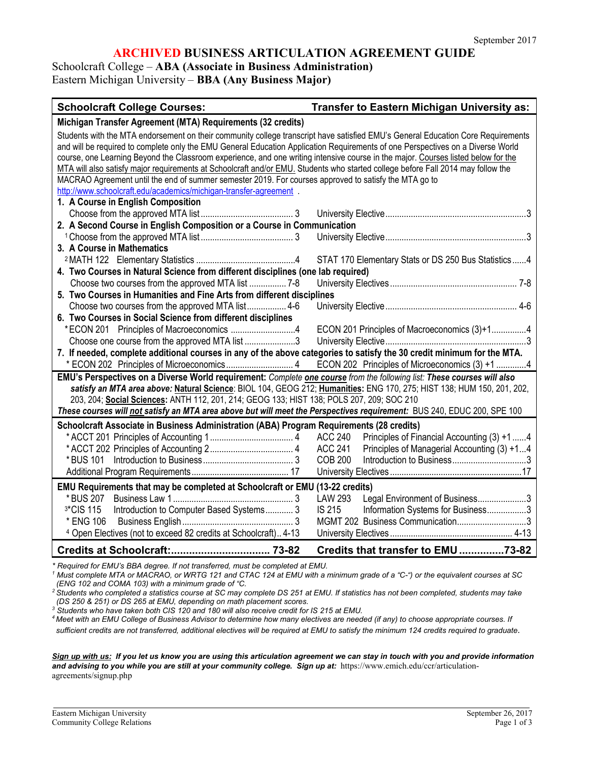September 2017

# ARCHIVED BUSINESS ARTICULATION AGREEMENT GUIDE

Schoolcraft College – **ABA (Associate in Business Administration)**
Eastern Michigan University – **BBA (Any Business Major)**

| Schoolcraft College Courses: | | Transfer to Eastern Michigan University as: | |
|---|---|---|---|
| **Michigan Transfer Agreement (MTA) Requirements (32 credits)** | | | |
| Students with the MTA endorsement on their community college transcript have satisfied EMU's General Education Core Requirements and will be required to complete only the EMU General Education Application Requirements of one Perspectives on a Diverse World course, one Learning Beyond the Classroom experience, and one writing intensive course in the major. Courses listed below for the MTA will also satisfy major requirements at Schoolcraft and/or EMU. Students who started college before Fall 2014 may follow the MACRAO Agreement until the end of summer semester 2019. For courses approved to satisfy the MTA go to http://www.schoolcraft.edu/academics/michigan-transfer-agreement . | | | |
| **1. A Course in English Composition** | | | |
| Choose from the approved MTA list | 3 | University Elective | 3 |
| **2. A Second Course in English Composition or a Course in Communication** | | | |
| [1] Choose from the approved MTA list | 3 | University Elective | 3 |
| **3. A Course in Mathematics** | | | |
| [2] MATH 122 Elementary Statistics | 4 | STAT 170 Elementary Stats or DS 250 Bus Statistics | 4 |
| **4. Two Courses in Natural Science from different disciplines (one lab required)** | | | |
| Choose two courses from the approved MTA list | 7-8 | University Electives | 7-8 |
| **5. Two Courses in Humanities and Fine Arts from different disciplines** | | | |
| Choose two courses from the approved MTA list | 4-6 | University Elective | 4-6 |
| **6. Two Courses in Social Science from different disciplines** | | | |
| * ECON 201 Principles of Macroeconomics | 4 | ECON 201 Principles of Macroeconomics (3)+1 | 4 |
| Choose one course from the approved MTA list | 3 | University Elective | 3 |
| **7. If needed, complete additional courses in any of the above categories to satisfy the 30 credit minimum for the MTA.** | | | |
| * ECON 202 Principles of Microeconomics | 4 | ECON 202 Principles of Microeconomics (3) +1 | 4 |
| **EMU's Perspectives on a Diverse World requirement:** *Complete **one course** from the following list:* ***These courses will also satisfy an MTA area above: Natural Science**: BIOL 104, GEOG 212; **Humanities:** ENG 170, 275; HIST 138; HUM 150, 201, 202, 203, 204; **Social Sciences:** ANTH 112, 201, 214; GEOG 133; HIST 138; POLS 207, 209; SOC 210*<br>***These courses will not satisfy an MTA area above but will meet the Perspectives requirement:*** BUS 240, EDUC 200, SPE 100 | | | |
| **Schoolcraft Associate in Business Administration (ABA) Program Requirements (28 credits)** | | | |
| * ACCT 201 Principles of Accounting 1 | 4 | ACC 240 Principles of Financial Accounting (3) +1 | 4 |
| * ACCT 202 Principles of Accounting 2 | 4 | ACC 241 Principles of Managerial Accounting (3) +1 | 4 |
| * BUS 101 Introduction to Business | 3 | COB 200 Introduction to Business | 3 |
| Additional Program Requirements | 17 | University Electives | 17 |
| **EMU Requirements that may be completed at Schoolcraft or EMU (13-22 credits)** | | | |
| * BUS 207 Business Law 1 | 3 | LAW 293 Legal Environment of Business | 3 |
| [3] * CIS 115 Introduction to Computer Based Systems | 3 | IS 215 Information Systems for Business | 3 |
| * ENG 106 Business English | 3 | MGMT 202 Business Communication | 3 |
| [4] Open Electives (not to exceed 82 credits at Schoolcraft) | 4-13 | University Electives | 4-13 |
| **Credits at Schoolcraft:** | **73-82** | **Credits that transfer to EMU** | **73-82** |

*\* Required for EMU's BBA degree. If not transferred, must be completed at EMU.*

*[1] Must complete MTA or MACRAO, or WRTG 121 and CTAC 124 at EMU with a minimum grade of a "C-") or the equivalent courses at SC (ENG 102 and COMA 103) with a minimum grade of "C.*

*[2] Students who completed a statistics course at SC may complete DS 251 at EMU. If statistics has not been completed, students may take (DS 250 & 251) or DS 265 at EMU, depending on math placement scores.*

*[3] Students who have taken both CIS 120 and 180 will also receive credit for IS 215 at EMU.*

*[4] Meet with an EMU College of Business Advisor to determine how many electives are needed (if any) to choose appropriate courses. If sufficient credits are not transferred, additional electives will be required at EMU to satisfy the minimum 124 credits required to graduate.*

***Sign up with us:** If you let us know you are using this articulation agreement we can stay in touch with you and provide information and advising to you while you are still at your community college. Sign up at:* https://www.emich.edu/ccr/articulation-agreements/signup.php

Eastern Michigan University
Community College Relations

September 26, 2017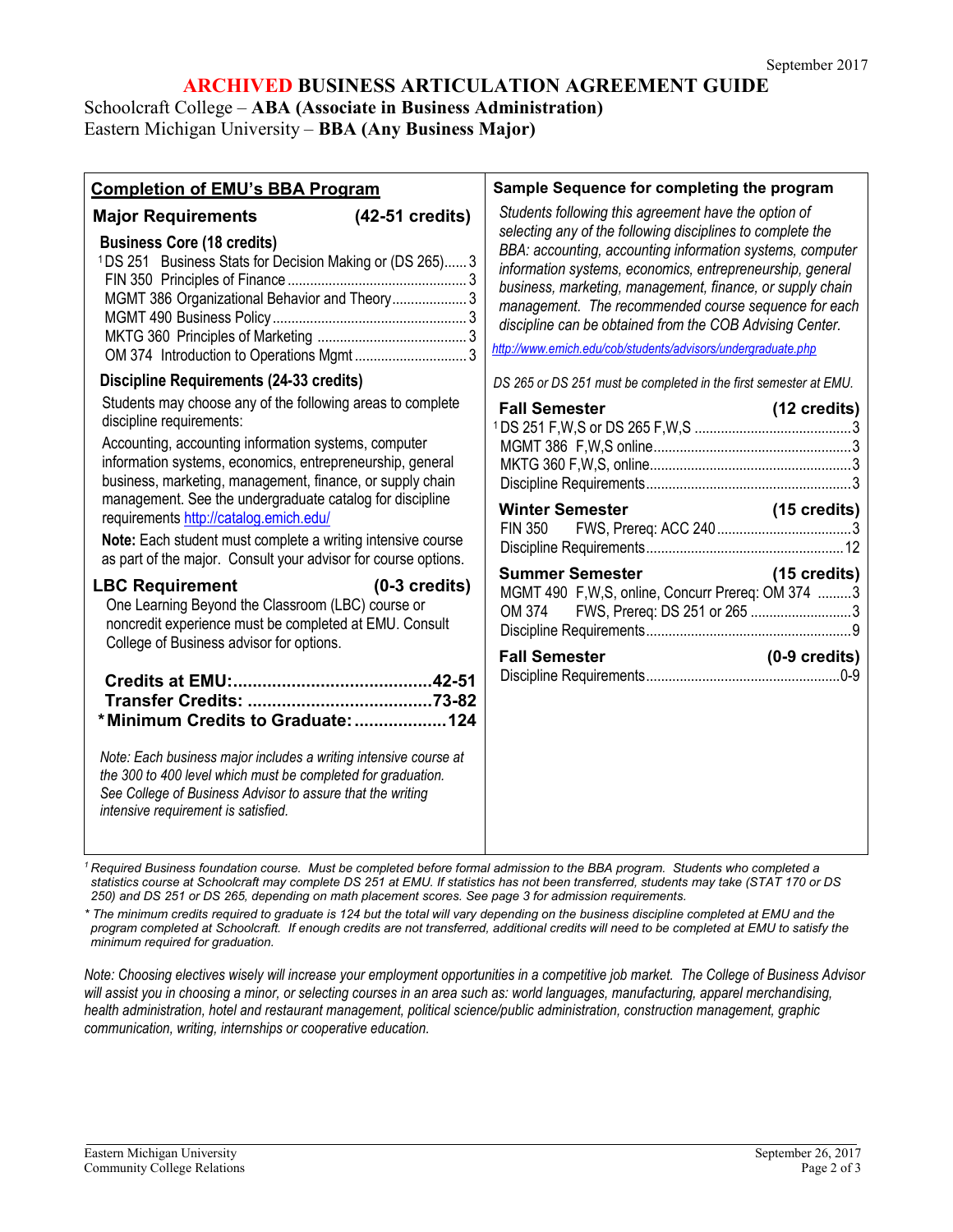September 2017

# ARCHIVED BUSINESS ARTICULATION AGREEMENT GUIDE

Schoolcraft College – **ABA (Associate in Business Administration)**
Eastern Michigan University – **BBA (Any Business Major)**

## Completion of EMU's BBA Program

### Major Requirements (42-51 credits)

**Business Core (18 credits)**

| Course | Credits |
|---|---|
| [1]DS 251 Business Stats for Decision Making or (DS 265) | 3 |
| FIN 350 Principles of Finance | 3 |
| MGMT 386 Organizational Behavior and Theory | 3 |
| MGMT 490 Business Policy | 3 |
| MKTG 360 Principles of Marketing | 3 |
| OM 374 Introduction to Operations Mgmt | 3 |

**Discipline Requirements (24-33 credits)**

Students may choose any of the following areas to complete discipline requirements:

Accounting, accounting information systems, computer information systems, economics, entrepreneurship, general business, marketing, management, finance, or supply chain management. See the undergraduate catalog for discipline requirements http://catalog.emich.edu/

**Note:** Each student must complete a writing intensive course as part of the major. Consult your advisor for course options.

### LBC Requirement (0-3 credits)

One Learning Beyond the Classroom (LBC) course or noncredit experience must be completed at EMU. Consult College of Business advisor for options.

**Credits at EMU: 42-51**
**Transfer Credits: 73-82**
***Minimum Credits to Graduate: 124**

*Note: Each business major includes a writing intensive course at the 300 to 400 level which must be completed for graduation. See College of Business Advisor to assure that the writing intensive requirement is satisfied.*

## Sample Sequence for completing the program

*Students following this agreement have the option of selecting any of the following disciplines to complete the BBA: accounting, accounting information systems, computer information systems, economics, entrepreneurship, general business, marketing, management, finance, or supply chain management. The recommended course sequence for each discipline can be obtained from the COB Advising Center.*

*http://www.emich.edu/cob/students/advisors/undergraduate.php*

*DS 265 or DS 251 must be completed in the first semester at EMU.*

**Fall Semester (12 credits)**

| Course | Credits |
|---|---|
| [1]DS 251 F,W,S or DS 265 F,W,S | 3 |
| MGMT 386 F,W,S online | 3 |
| MKTG 360 F,W,S, online | 3 |
| Discipline Requirements | 3 |

**Winter Semester (15 credits)**

| Course | Credits |
|---|---|
| FIN 350 FWS, Prereq: ACC 240 | 3 |
| Discipline Requirements | 12 |

**Summer Semester (15 credits)**

| Course | Credits |
|---|---|
| MGMT 490 F,W,S, online, Concurr Prereq: OM 374 | 3 |
| OM 374 FWS, Prereq: DS 251 or 265 | 3 |
| Discipline Requirements | 9 |

**Fall Semester (0-9 credits)**

| Course | Credits |
|---|---|
| Discipline Requirements | 0-9 |

---

*[1] Required Business foundation course. Must be completed before formal admission to the BBA program. Students who completed a statistics course at Schoolcraft may complete DS 251 at EMU. If statistics has not been transferred, students may take (STAT 170 or DS 250) and DS 251 or DS 265, depending on math placement scores. See page 3 for admission requirements.*

** The minimum credits required to graduate is 124 but the total will vary depending on the business discipline completed at EMU and the program completed at Schoolcraft. If enough credits are not transferred, additional credits will need to be completed at EMU to satisfy the minimum required for graduation.*

*Note: Choosing electives wisely will increase your employment opportunities in a competitive job market. The College of Business Advisor will assist you in choosing a minor, or selecting courses in an area such as: world languages, manufacturing, apparel merchandising, health administration, hotel and restaurant management, political science/public administration, construction management, graphic communication, writing, internships or cooperative education.*

Eastern Michigan University
Community College Relations

September 26, 2017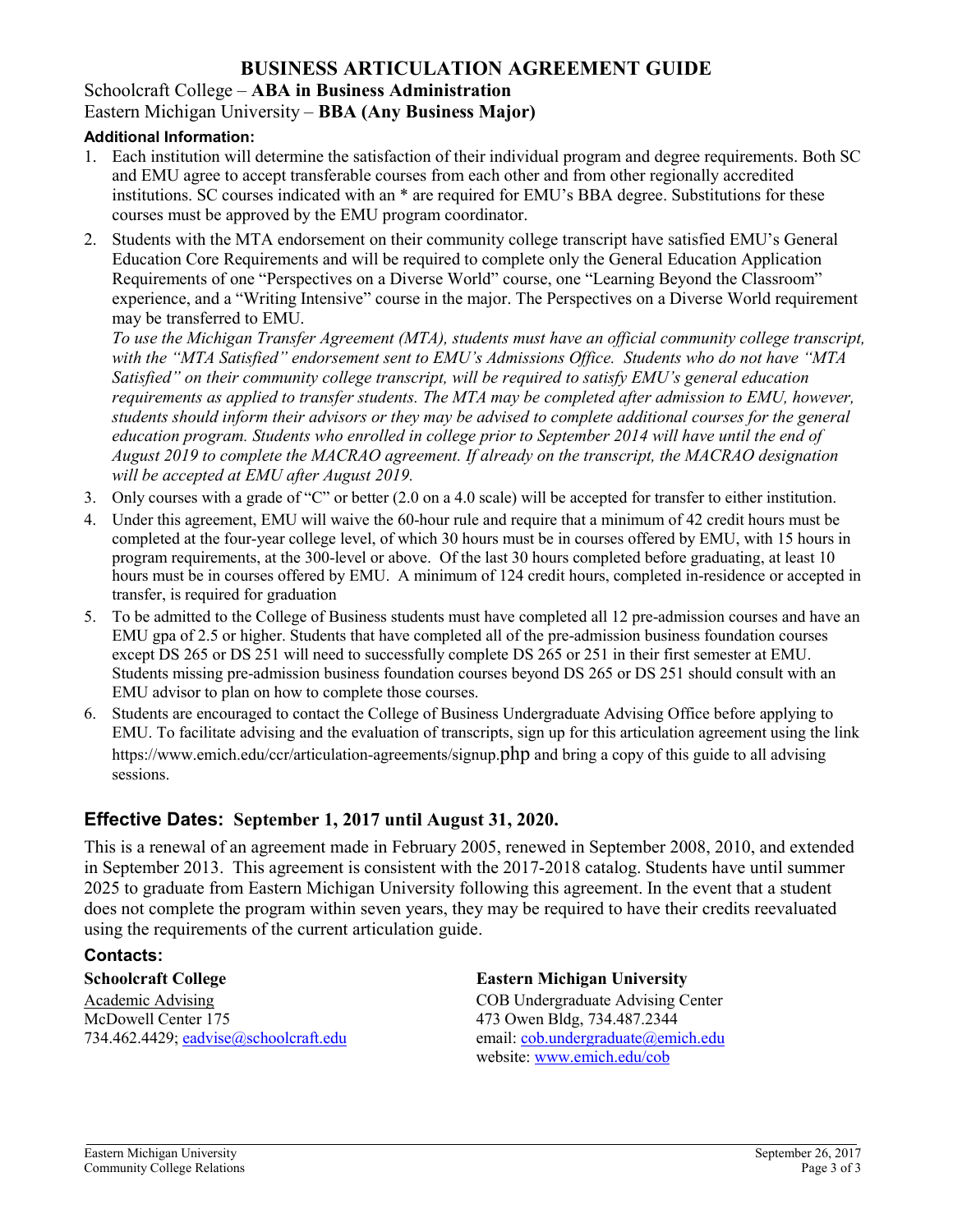# BUSINESS ARTICULATION AGREEMENT GUIDE

Schoolcraft College – **ABA in Business Administration**
Eastern Michigan University – **BBA (Any Business Major)**

### Additional Information:

1. Each institution will determine the satisfaction of their individual program and degree requirements. Both SC and EMU agree to accept transferable courses from each other and from other regionally accredited institutions. SC courses indicated with an * are required for EMU's BBA degree. Substitutions for these courses must be approved by the EMU program coordinator.
2. Students with the MTA endorsement on their community college transcript have satisfied EMU's General Education Core Requirements and will be required to complete only the General Education Application Requirements of one "Perspectives on a Diverse World" course, one "Learning Beyond the Classroom" experience, and a "Writing Intensive" course in the major. The Perspectives on a Diverse World requirement may be transferred to EMU.
   *To use the Michigan Transfer Agreement (MTA), students must have an official community college transcript, with the "MTA Satisfied" endorsement sent to EMU's Admissions Office. Students who do not have "MTA Satisfied" on their community college transcript, will be required to satisfy EMU's general education requirements as applied to transfer students. The MTA may be completed after admission to EMU, however, students should inform their advisors or they may be advised to complete additional courses for the general education program. Students who enrolled in college prior to September 2014 will have until the end of August 2019 to complete the MACRAO agreement. If already on the transcript, the MACRAO designation will be accepted at EMU after August 2019.*
3. Only courses with a grade of "C" or better (2.0 on a 4.0 scale) will be accepted for transfer to either institution.
4. Under this agreement, EMU will waive the 60-hour rule and require that a minimum of 42 credit hours must be completed at the four-year college level, of which 30 hours must be in courses offered by EMU, with 15 hours in program requirements, at the 300-level or above. Of the last 30 hours completed before graduating, at least 10 hours must be in courses offered by EMU. A minimum of 124 credit hours, completed in-residence or accepted in transfer, is required for graduation
5. To be admitted to the College of Business students must have completed all 12 pre-admission courses and have an EMU gpa of 2.5 or higher. Students that have completed all of the pre-admission business foundation courses except DS 265 or DS 251 will need to successfully complete DS 265 or 251 in their first semester at EMU. Students missing pre-admission business foundation courses beyond DS 265 or DS 251 should consult with an EMU advisor to plan on how to complete those courses.
6. Students are encouraged to contact the College of Business Undergraduate Advising Office before applying to EMU. To facilitate advising and the evaluation of transcripts, sign up for this articulation agreement using the link https://www.emich.edu/ccr/articulation-agreements/signup.php and bring a copy of this guide to all advising sessions.

## Effective Dates: September 1, 2017 until August 31, 2020.

This is a renewal of an agreement made in February 2005, renewed in September 2008, 2010, and extended in September 2013. This agreement is consistent with the 2017-2018 catalog. Students have until summer 2025 to graduate from Eastern Michigan University following this agreement. In the event that a student does not complete the program within seven years, they may be required to have their credits reevaluated using the requirements of the current articulation guide.

### Contacts:

**Schoolcraft College**
Academic Advising
McDowell Center 175
734.462.4429; eadvise@schoolcraft.edu

**Eastern Michigan University**
COB Undergraduate Advising Center
473 Owen Bldg, 734.487.2344
email: cob.undergraduate@emich.edu
website: www.emich.edu/cob